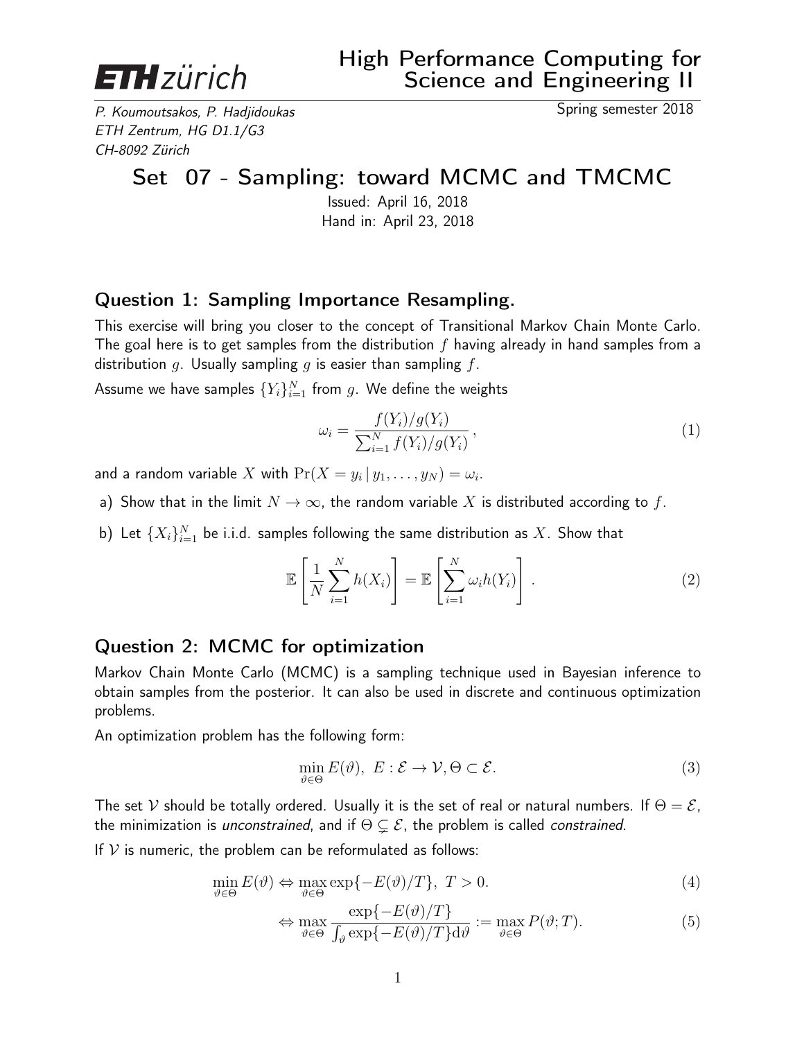ETH zürich

# High Performance Computing for Science and Engineering II

P. Koumoutsakos, P. Hadjidoukas
ETH Zentrum, HG D1.1/G3
CH-8092 Zürich

Spring semester 2018

# Set 07 - Sampling: toward MCMC and TMCMC

Issued: April 16, 2018
Hand in: April 23, 2018

## Question 1: Sampling Importance Resampling.

This exercise will bring you closer to the concept of Transitional Markov Chain Monte Carlo. The goal here is to get samples from the distribution $f$ having already in hand samples from a distribution $g$. Usually sampling $g$ is easier than sampling $f$.

Assume we have samples $\{Y_i\}_{i=1}^N$ from $g$. We define the weights

$$\omega_i = \frac{f(Y_i)/g(Y_i)}{\sum_{i=1}^N f(Y_i)/g(Y_i)}, \tag{1}$$

and a random variable $X$ with $\Pr(X = y_i \,|\, y_1, \ldots, y_N) = \omega_i$.

a) Show that in the limit $N \to \infty$, the random variable $X$ is distributed according to $f$.

b) Let $\{X_i\}_{i=1}^N$ be i.i.d. samples following the same distribution as $X$. Show that

$$\mathbb{E}\left[\frac{1}{N}\sum_{i=1}^N h(X_i)\right] = \mathbb{E}\left[\sum_{i=1}^N \omega_i h(Y_i)\right]. \tag{2}$$

## Question 2: MCMC for optimization

Markov Chain Monte Carlo (MCMC) is a sampling technique used in Bayesian inference to obtain samples from the posterior. It can also be used in discrete and continuous optimization problems.

An optimization problem has the following form:

$$\min_{\vartheta \in \Theta} E(\vartheta), \; E : \mathcal{E} \to \mathcal{V}, \Theta \subset \mathcal{E}. \tag{3}$$

The set $\mathcal{V}$ should be totally ordered. Usually it is the set of real or natural numbers. If $\Theta = \mathcal{E}$, the minimization is *unconstrained*, and if $\Theta \subsetneq \mathcal{E}$, the problem is called *constrained*.

If $\mathcal{V}$ is numeric, the problem can be reformulated as follows:

$$\min_{\vartheta \in \Theta} E(\vartheta) \Leftrightarrow \max_{\vartheta \in \Theta} \exp\{-E(\vartheta)/T\}, \; T > 0. \tag{4}$$

$$\Leftrightarrow \max_{\vartheta \in \Theta} \frac{\exp\{-E(\vartheta)/T\}}{\int_\vartheta \exp\{-E(\vartheta)/T\} \mathrm{d}\vartheta} := \max_{\vartheta \in \Theta} P(\vartheta; T). \tag{5}$$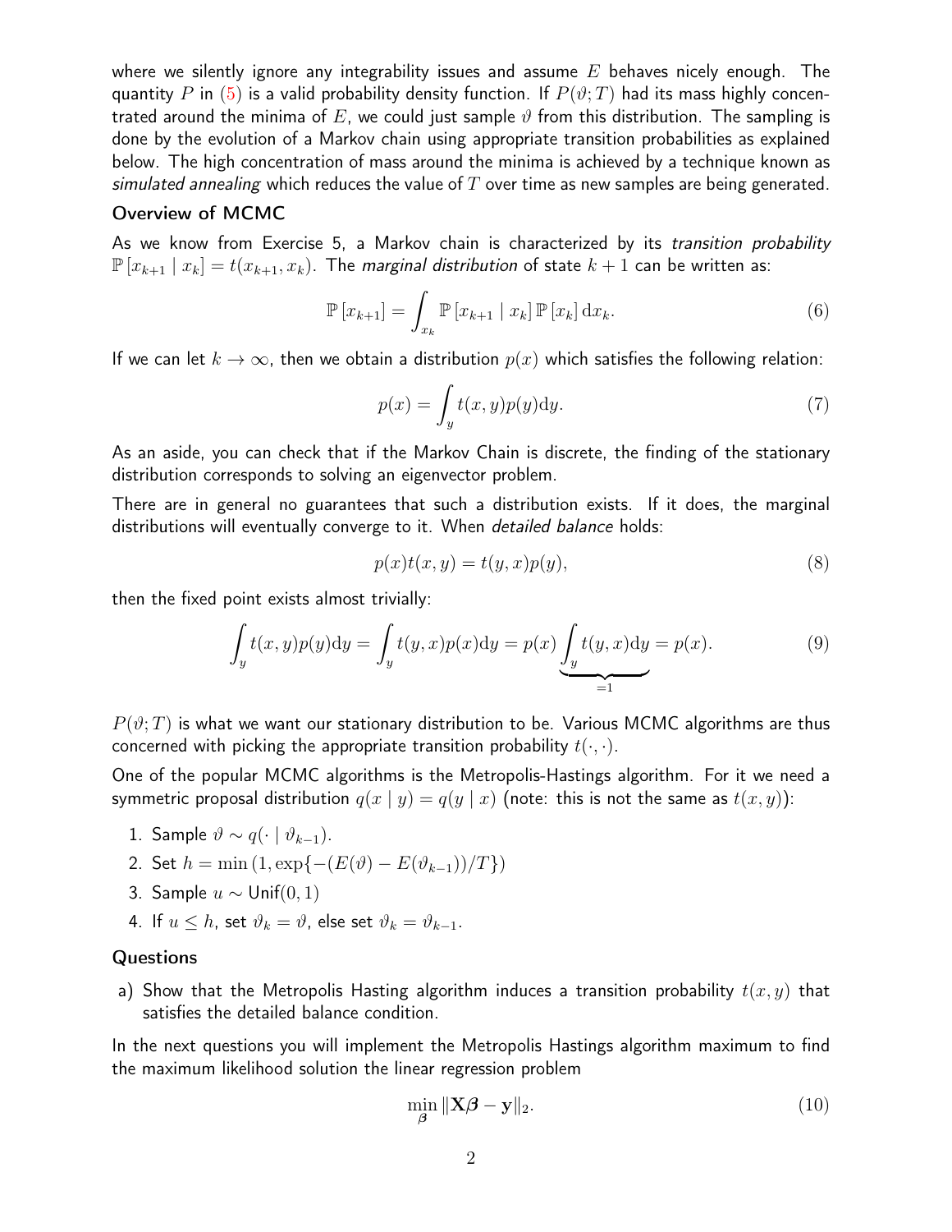where we silently ignore any integrability issues and assume $E$ behaves nicely enough. The quantity $P$ in (5) is a valid probability density function. If $P(\vartheta; T)$ had its mass highly concentrated around the minima of $E$, we could just sample $\vartheta$ from this distribution. The sampling is done by the evolution of a Markov chain using appropriate transition probabilities as explained below. The high concentration of mass around the minima is achieved by a technique known as *simulated annealing* which reduces the value of $T$ over time as new samples are being generated.

### Overview of MCMC

As we know from Exercise 5, a Markov chain is characterized by its *transition probability* $\mathbb{P}[x_{k+1} \mid x_k] = t(x_{k+1}, x_k)$. The *marginal distribution* of state $k+1$ can be written as:

$$\mathbb{P}[x_{k+1}] = \int_{x_k} \mathbb{P}[x_{k+1} \mid x_k] \, \mathbb{P}[x_k] \, \mathrm{d}x_k. \tag{6}$$

If we can let $k \to \infty$, then we obtain a distribution $p(x)$ which satisfies the following relation:

$$p(x) = \int_y t(x, y) p(y) \mathrm{d}y. \tag{7}$$

As an aside, you can check that if the Markov Chain is discrete, the finding of the stationary distribution corresponds to solving an eigenvector problem.

There are in general no guarantees that such a distribution exists. If it does, the marginal distributions will eventually converge to it. When *detailed balance* holds:

$$p(x) t(x, y) = t(y, x) p(y), \tag{8}$$

then the fixed point exists almost trivially:

$$\int_y t(x, y) p(y) \mathrm{d}y = \int_y t(y, x) p(x) \mathrm{d}y = p(x) \underbrace{\int_y t(y, x) \mathrm{d}y}_{=1} = p(x). \tag{9}$$

$P(\vartheta; T)$ is what we want our stationary distribution to be. Various MCMC algorithms are thus concerned with picking the appropriate transition probability $t(\cdot, \cdot)$.

One of the popular MCMC algorithms is the Metropolis-Hastings algorithm. For it we need a symmetric proposal distribution $q(x \mid y) = q(y \mid x)$ (note: this is not the same as $t(x, y)$):

1. Sample $\vartheta \sim q(\cdot \mid \vartheta_{k-1})$.
2. Set $h = \min\left(1, \exp\{-(E(\vartheta) - E(\vartheta_{k-1}))/T\}\right)$
3. Sample $u \sim \mathsf{Unif}(0, 1)$
4. If $u \leq h$, set $\vartheta_k = \vartheta$, else set $\vartheta_k = \vartheta_{k-1}$.

### Questions

a) Show that the Metropolis Hasting algorithm induces a transition probability $t(x, y)$ that satisfies the detailed balance condition.

In the next questions you will implement the Metropolis Hastings algorithm maximum to find the maximum likelihood solution the linear regression problem

$$\min_{\boldsymbol{\beta}} \|\mathbf{X}\boldsymbol{\beta} - \mathbf{y}\|_2. \tag{10}$$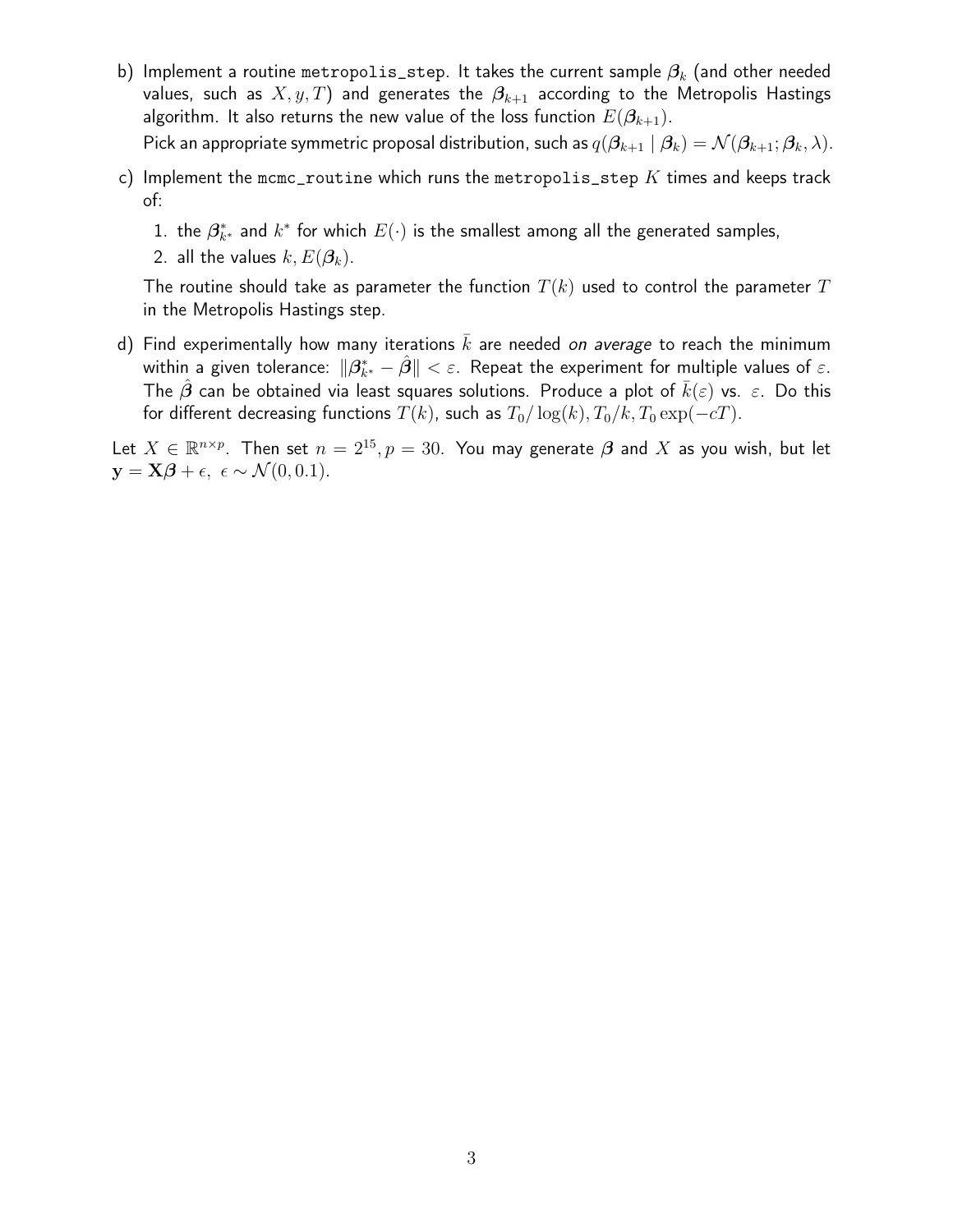b) Implement a routine `metropolis_step`. It takes the current sample $\boldsymbol{\beta}_k$ (and other needed values, such as $X, y, T$) and generates the $\boldsymbol{\beta}_{k+1}$ according to the Metropolis Hastings algorithm. It also returns the new value of the loss function $E(\boldsymbol{\beta}_{k+1})$.

   Pick an appropriate symmetric proposal distribution, such as $q(\boldsymbol{\beta}_{k+1} \mid \boldsymbol{\beta}_k) = \mathcal{N}(\boldsymbol{\beta}_{k+1}; \boldsymbol{\beta}_k, \lambda)$.

c) Implement the `mcmc_routine` which runs the `metropolis_step` $K$ times and keeps track of:

   1. the $\boldsymbol{\beta}^*_{k^*}$ and $k^*$ for which $E(\cdot)$ is the smallest among all the generated samples,
   2. all the values $k, E(\boldsymbol{\beta}_k)$.

   The routine should take as parameter the function $T(k)$ used to control the parameter $T$ in the Metropolis Hastings step.

d) Find experimentally how many iterations $\bar{k}$ are needed *on average* to reach the minimum within a given tolerance: $\|\boldsymbol{\beta}^*_{k^*} - \hat{\boldsymbol{\beta}}\| < \varepsilon$. Repeat the experiment for multiple values of $\varepsilon$. The $\hat{\boldsymbol{\beta}}$ can be obtained via least squares solutions. Produce a plot of $\bar{k}(\varepsilon)$ vs. $\varepsilon$. Do this for different decreasing functions $T(k)$, such as $T_0/\log(k), T_0/k, T_0\exp(-cT)$.

Let $X \in \mathbb{R}^{n \times p}$. Then set $n = 2^{15}, p = 30$. You may generate $\boldsymbol{\beta}$ and $X$ as you wish, but let $\mathbf{y} = \mathbf{X}\boldsymbol{\beta} + \epsilon,\ \epsilon \sim \mathcal{N}(0, 0.1)$.